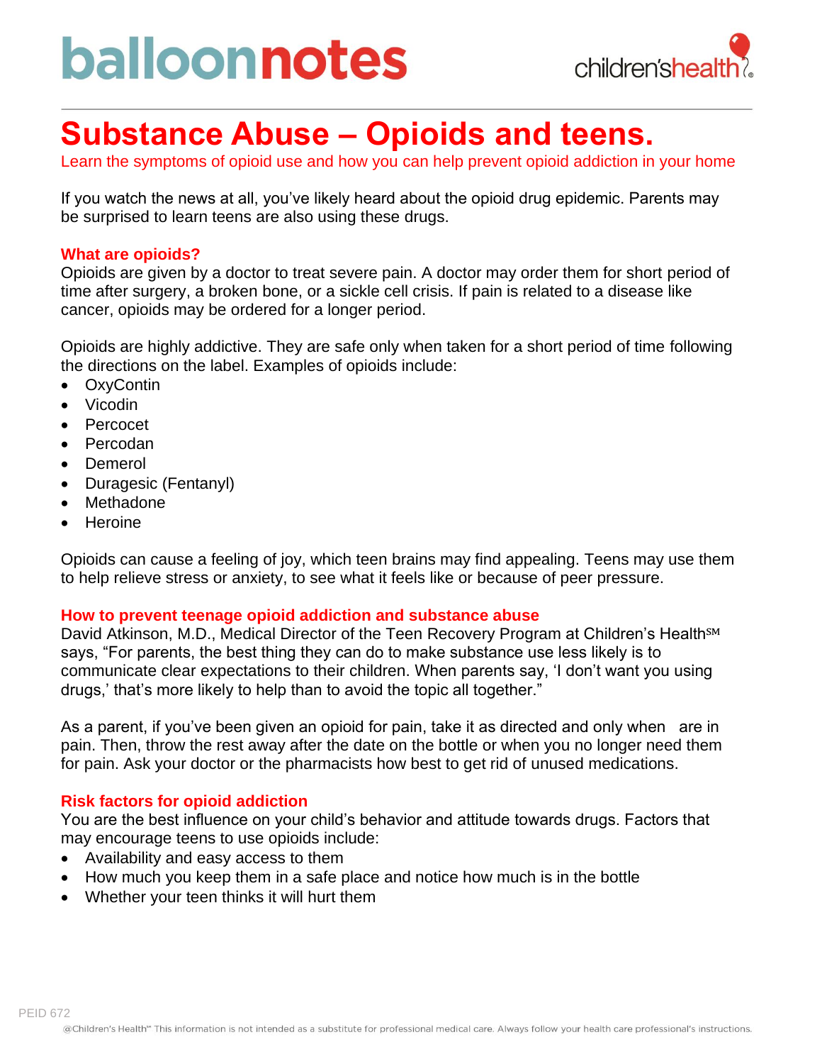balloonnotes

children'shealth

# Substance Abuse – Opioids and teens.

Learn the symptoms of opioid use and how you can help prevent opioid addiction in your home

If you watch the news at all, you've likely heard about the opioid drug epidemic. Parents may be surprised to learn teens are also using these drugs.

## What are opioids?

Opioids are given by a doctor to treat severe pain. A doctor may order them for short period of time after surgery, a broken bone, or a sickle cell crisis. If pain is related to a disease like cancer, opioids may be ordered for a longer period.

Opioids are highly addictive. They are safe only when taken for a short period of time following the directions on the label. Examples of opioids include:

- OxyContin
- Vicodin
- Percocet
- Percodan
- Demerol
- Duragesic (Fentanyl)
- Methadone
- Heroine

Opioids can cause a feeling of joy, which teen brains may find appealing. Teens may use them to help relieve stress or anxiety, to see what it feels like or because of peer pressure.

## How to prevent teenage opioid addiction and substance abuse

David Atkinson, M.D., Medical Director of the Teen Recovery Program at Children's Health℠ says, "For parents, the best thing they can do to make substance use less likely is to communicate clear expectations to their children. When parents say, 'I don't want you using drugs,' that's more likely to help than to avoid the topic all together."

As a parent, if you've been given an opioid for pain, take it as directed and only when are in pain. Then, throw the rest away after the date on the bottle or when you no longer need them for pain. Ask your doctor or the pharmacists how best to get rid of unused medications.

## Risk factors for opioid addiction

You are the best influence on your child's behavior and attitude towards drugs. Factors that may encourage teens to use opioids include:

- Availability and easy access to them
- How much you keep them in a safe place and notice how much is in the bottle
- Whether your teen thinks it will hurt them

PEID 672

@Children's Health℠ This information is not intended as a substitute for professional medical care. Always follow your health care professional's instructions.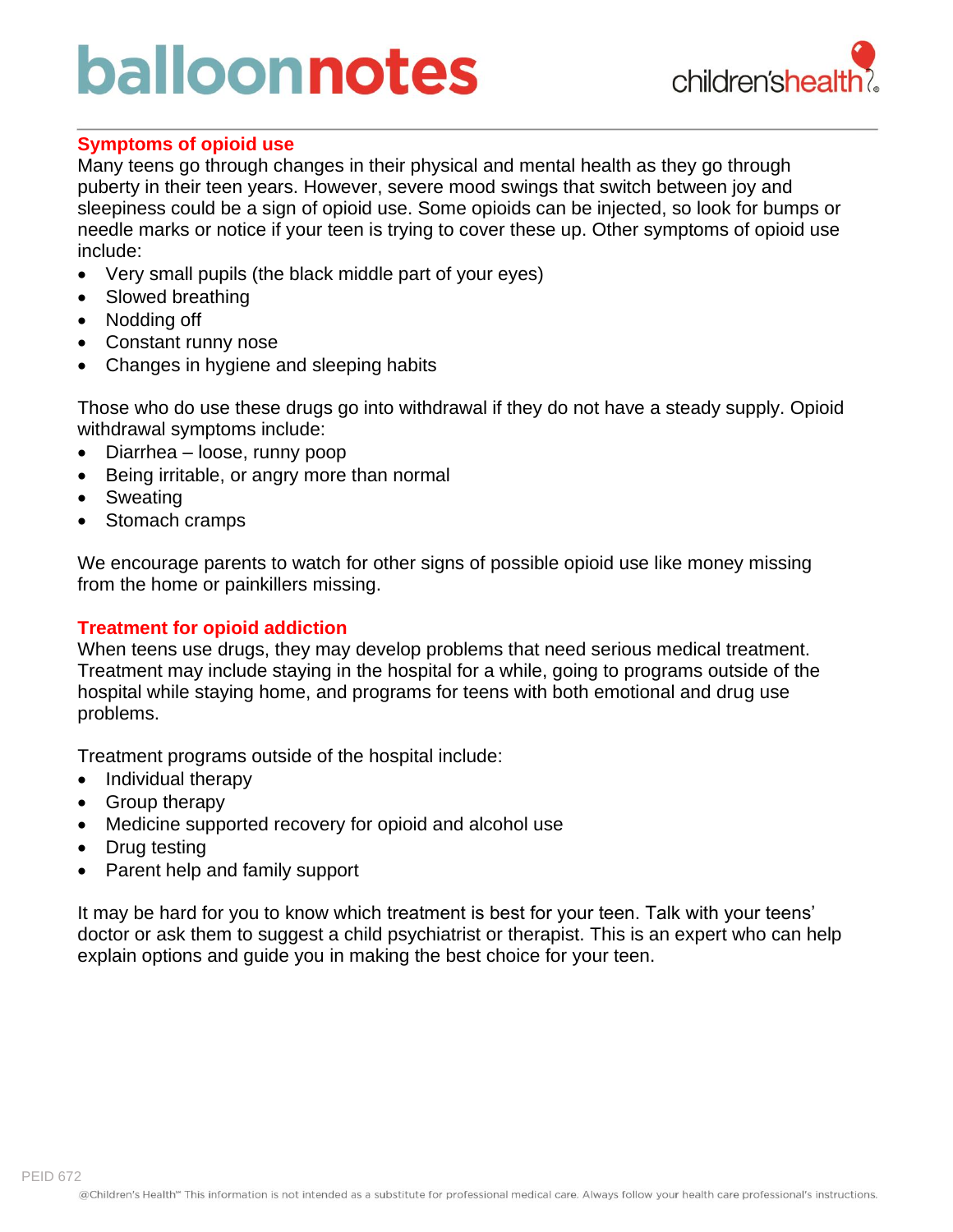## Symptoms of opioid use

Many teens go through changes in their physical and mental health as they go through puberty in their teen years. However, severe mood swings that switch between joy and sleepiness could be a sign of opioid use. Some opioids can be injected, so look for bumps or needle marks or notice if your teen is trying to cover these up. Other symptoms of opioid use include:

- Very small pupils (the black middle part of your eyes)
- Slowed breathing
- Nodding off
- Constant runny nose
- Changes in hygiene and sleeping habits

Those who do use these drugs go into withdrawal if they do not have a steady supply. Opioid withdrawal symptoms include:

- Diarrhea – loose, runny poop
- Being irritable, or angry more than normal
- Sweating
- Stomach cramps

We encourage parents to watch for other signs of possible opioid use like money missing from the home or painkillers missing.

## Treatment for opioid addiction

When teens use drugs, they may develop problems that need serious medical treatment. Treatment may include staying in the hospital for a while, going to programs outside of the hospital while staying home, and programs for teens with both emotional and drug use problems.

Treatment programs outside of the hospital include:

- Individual therapy
- Group therapy
- Medicine supported recovery for opioid and alcohol use
- Drug testing
- Parent help and family support

It may be hard for you to know which treatment is best for your teen. Talk with your teens' doctor or ask them to suggest a child psychiatrist or therapist. This is an expert who can help explain options and guide you in making the best choice for your teen.

PEID 672

@Children's Health℠ This information is not intended as a substitute for professional medical care. Always follow your health care professional's instructions.